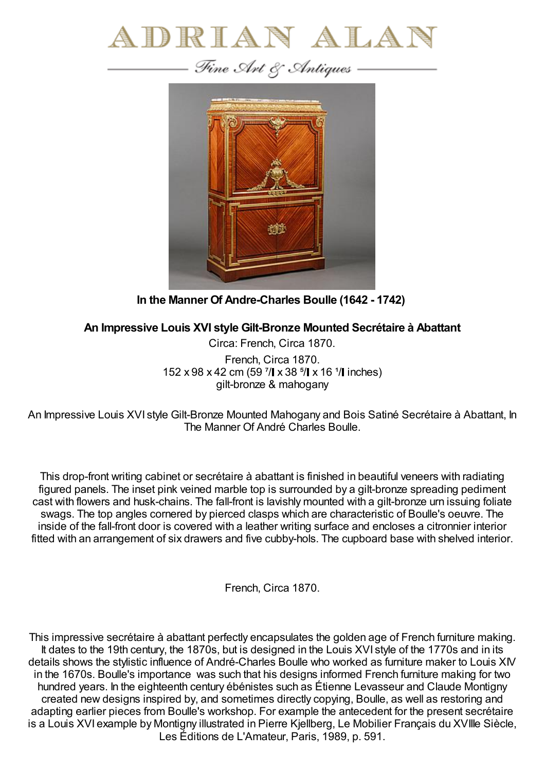# ADRIAN ALAN

*Fine Art & Antiques*

**In the Manner Of Andre-Charles Boulle (1642 - 1742)**

**An Impressive Louis XVI style Gilt-Bronze Mounted Secrétaire à Abattant**

Circa: French, Circa 1870.

French, Circa 1870.
152 x 98 x 42 cm (59 7/8 x 38 5/8 x 16 1/2 inches)
gilt-bronze & mahogany

An Impressive Louis XVI style Gilt-Bronze Mounted Mahogany and Bois Satiné Secrétaire à Abattant, In The Manner Of André Charles Boulle.

This drop-front writing cabinet or secrétaire à abattant is finished in beautiful veneers with radiating figured panels. The inset pink veined marble top is surrounded by a gilt-bronze spreading pediment cast with flowers and husk-chains. The fall-front is lavishly mounted with a gilt-bronze urn issuing foliate swags. The top angles cornered by pierced clasps which are characteristic of Boulle's oeuvre. The inside of the fall-front door is covered with a leather writing surface and encloses a citronnier interior fitted with an arrangement of six drawers and five cubby-hols. The cupboard base with shelved interior.

French, Circa 1870.

This impressive secrétaire à abattant perfectly encapsulates the golden age of French furniture making. It dates to the 19th century, the 1870s, but is designed in the Louis XVI style of the 1770s and in its details shows the stylistic influence of André-Charles Boulle who worked as furniture maker to Louis XIV in the 1670s. Boulle's importance was such that his designs informed French furniture making for two hundred years. In the eighteenth century ébénistes such as Étienne Levasseur and Claude Montigny created new designs inspired by, and sometimes directly copying, Boulle, as well as restoring and adapting earlier pieces from Boulle's workshop. For example the antecedent for the present secrétaire is a Louis XVI example by Montigny illustrated in Pierre Kjellberg, Le Mobilier Français du XVIIIe Siècle, Les Éditions de L'Amateur, Paris, 1989, p. 591.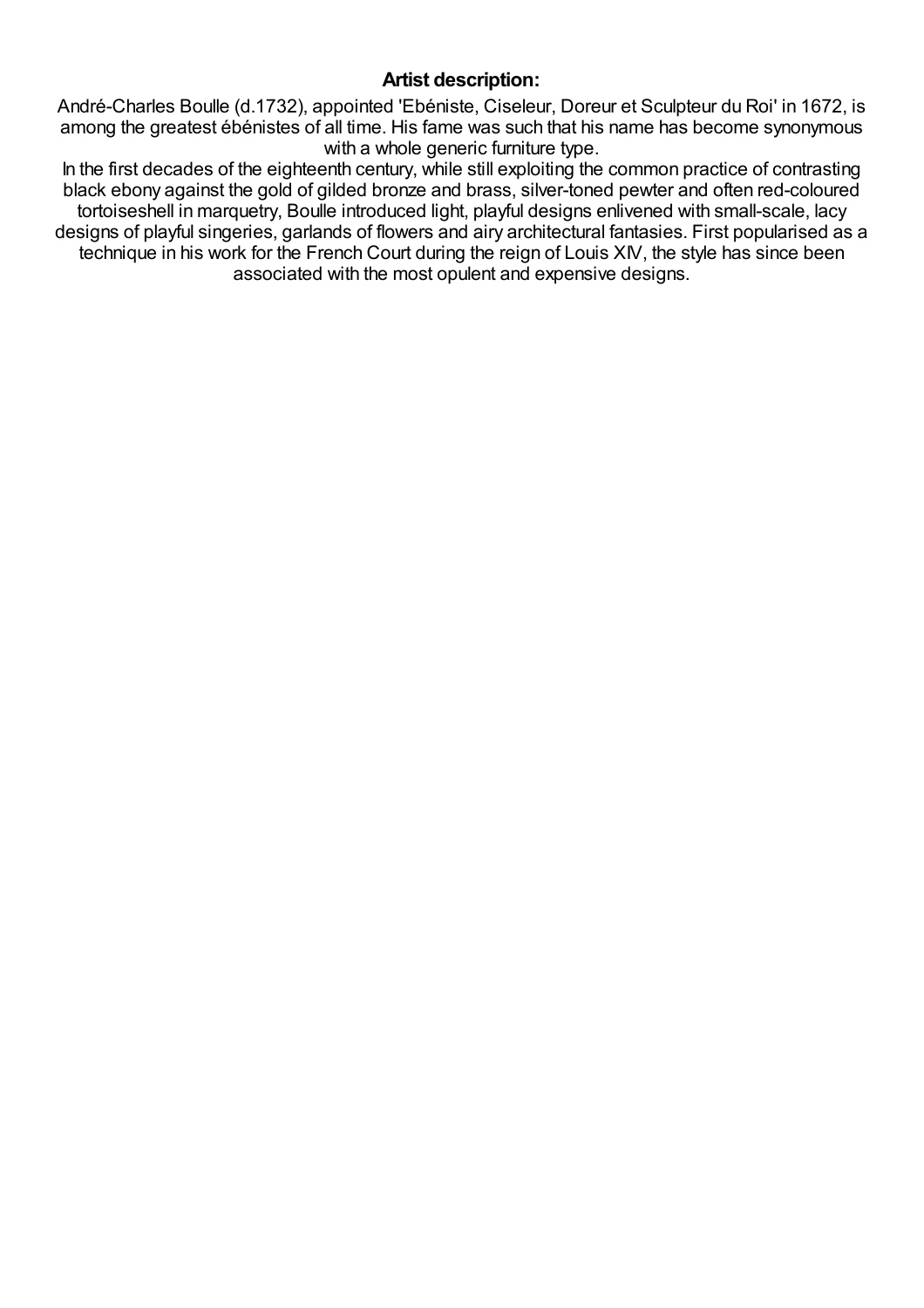**Artist description:**

André-Charles Boulle (d.1732), appointed 'Ebéniste, Ciseleur, Doreur et Sculpteur du Roi' in 1672, is among the greatest ébénistes of all time. His fame was such that his name has become synonymous with a whole generic furniture type.

In the first decades of the eighteenth century, while still exploiting the common practice of contrasting black ebony against the gold of gilded bronze and brass, silver-toned pewter and often red-coloured tortoiseshell in marquetry, Boulle introduced light, playful designs enlivened with small-scale, lacy designs of playful singeries, garlands of flowers and airy architectural fantasies. First popularised as a technique in his work for the French Court during the reign of Louis XIV, the style has since been associated with the most opulent and expensive designs.